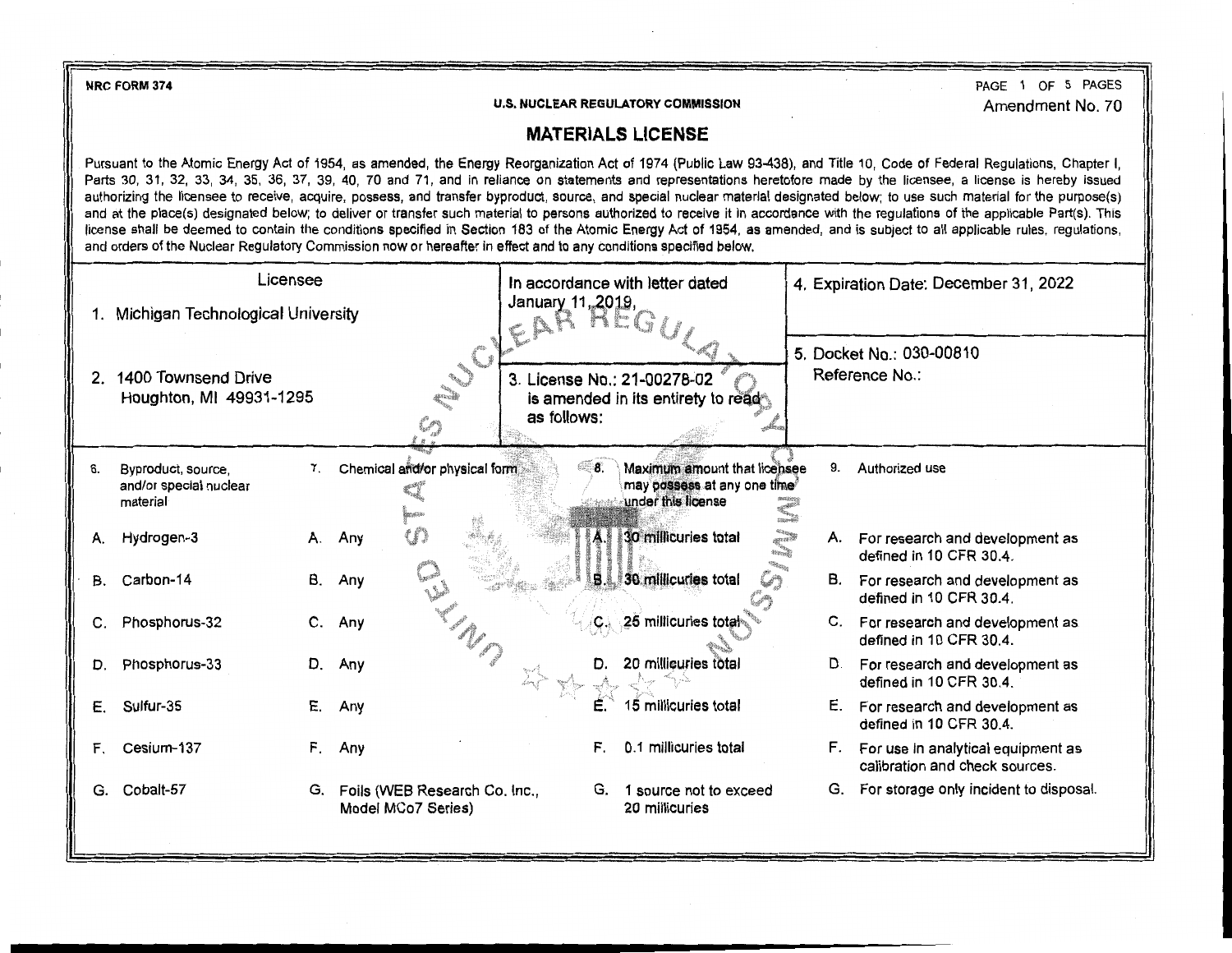NRC FORM 374

U.S. NUCLEAR REGULATORY COMMISSION

Amendment No. 70

# MATERIALS LICENSE

Pursuant to the Atomic Energy Act of 1954, as amended, the Energy Reorganization Act of 1974 (Public Law 93-438), and Title 10, Code of Federal Regulations, Chapter I, Parts 30, 31, 32, 33, 34, 35, 36, 37, 39, 40, 70 and 71, and in reliance on statements and representations heretofore made by the licensee, a license is hereby issued authorizing the licensee to receive, acquire, possess, and transfer byproduct, source, and special nuclear material designated below; to use such material for the purpose(s) and at the place(s) designated below; to deliver or transfer such material to persons authorized to receive it in accordance with the regulations of the applicable Part(s). This license shall be deemed to contain the conditions specified in Section 183 of the Atomic Energy Act of 1954, as amended, and is subject to all applicable rules, regulations, and orders of the Nuclear Regulatory Commission now or hereafter in effect and to any conditions specified below.

| Licensee | In accordance with letter dated January 11, 2019, | 4. Expiration Date: December 31, 2022 |
|---|---|---|
| 1. Michigan Technological University | | |
| 2. 1400 Townsend Drive<br>Houghton, MI 49931-1295 | 3. License No.: 21-00278-02 is amended in its entirety to read as follows: | 5. Docket No.: 030-00810<br>Reference No.: |

| 6. Byproduct, source, and/or special nuclear material | 7. Chemical and/or physical form | 8. Maximum amount that licensee may possess at any one time under this license | 9. Authorized use |
|---|---|---|---|
| A. Hydrogen-3 | A. Any | A. 30 millicuries total | A. For research and development as defined in 10 CFR 30.4. |
| B. Carbon-14 | B. Any | B. 30 millicuries total | B. For research and development as defined in 10 CFR 30.4. |
| C. Phosphorus-32 | C. Any | C. 25 millicuries total | C. For research and development as defined in 10 CFR 30.4. |
| D. Phosphorus-33 | D. Any | D. 20 millicuries total | D. For research and development as defined in 10 CFR 30.4. |
| E. Sulfur-35 | E. Any | E. 15 millicuries total | E. For research and development as defined in 10 CFR 30.4. |
| F. Cesium-137 | F. Any | F. 0.1 millicuries total | F. For use in analytical equipment as calibration and check sources. |
| G. Cobalt-57 | G. Foils (WEB Research Co. Inc., Model MCo7 Series) | G. 1 source not to exceed 20 millicuries | G. For storage only incident to disposal. |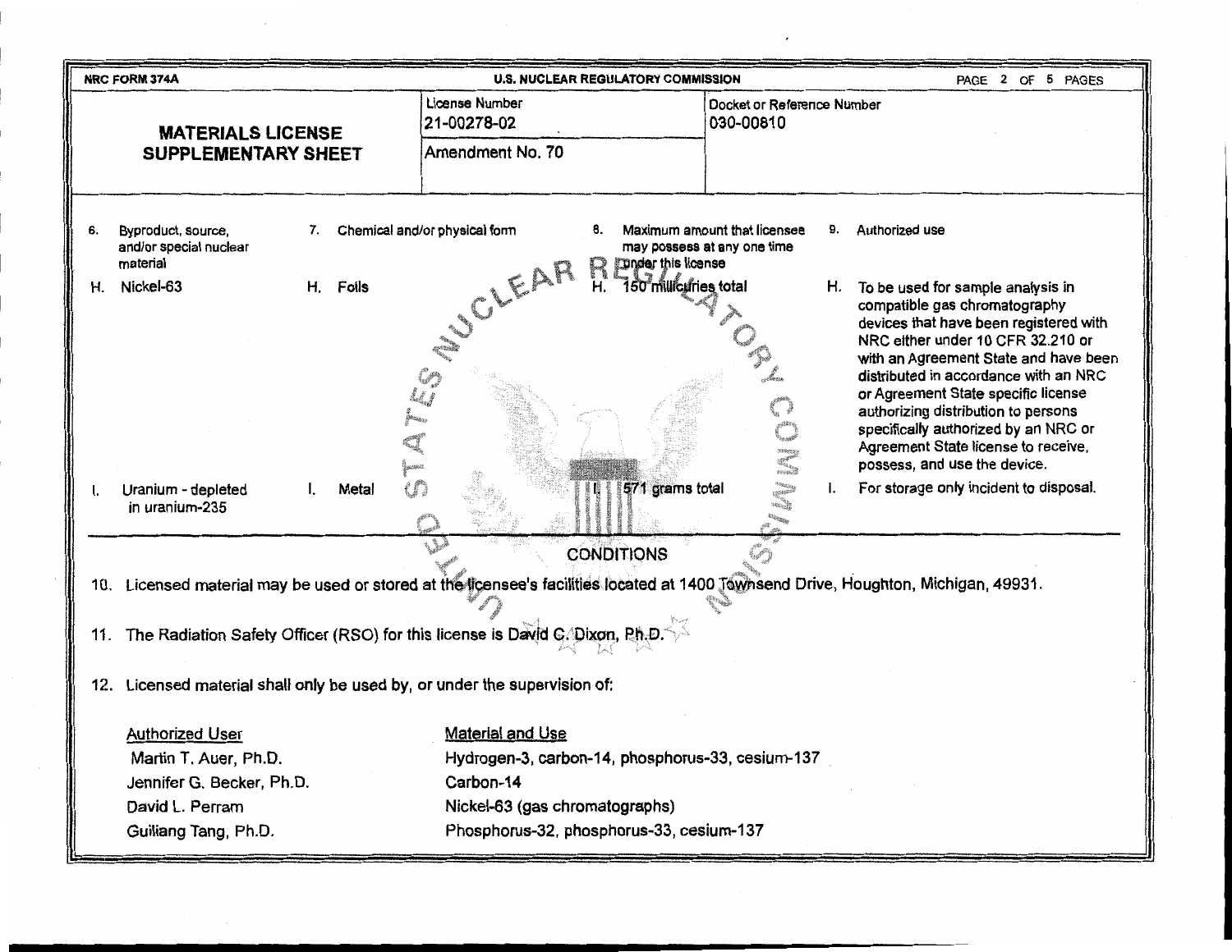NRC FORM 374A — U.S. NUCLEAR REGULATORY COMMISSION

# MATERIALS LICENSE SUPPLEMENTARY SHEET

| License Number | Docket or Reference Number |
| --- | --- |
| 21-00278-02 | 030-00810 |
| Amendment No. 70 | |

| 6. Byproduct, source, and/or special nuclear material | 7. Chemical and/or physical form | 8. Maximum amount that licensee may possess at any one time under this license | 9. Authorized use |
| --- | --- | --- | --- |
| H. Nickel-63 | H. Foils | H. 150 millicuries total | H. To be used for sample analysis in compatible gas chromatography devices that have been registered with NRC either under 10 CFR 32.210 or with an Agreement State and have been distributed in accordance with an NRC or Agreement State specific license authorizing distribution to persons specifically authorized by an NRC or Agreement State license to receive, possess, and use the device. |
| I. Uranium - depleted in uranium-235 | I. Metal | I. 571 grams total | I. For storage only incident to disposal. |

## CONDITIONS

10. Licensed material may be used or stored at the licensee's facilities located at 1400 Townsend Drive, Houghton, Michigan, 49931.

11. The Radiation Safety Officer (RSO) for this license is David C. Dixon, Ph.D.

12. Licensed material shall only be used by, or under the supervision of:

| Authorized User | Material and Use |
| --- | --- |
| Martin T. Auer, Ph.D. | Hydrogen-3, carbon-14, phosphorus-33, cesium-137 |
| Jennifer G. Becker, Ph.D. | Carbon-14 |
| David L. Perram | Nickel-63 (gas chromatographs) |
| Guiliang Tang, Ph.D. | Phosphorus-32, phosphorus-33, cesium-137 |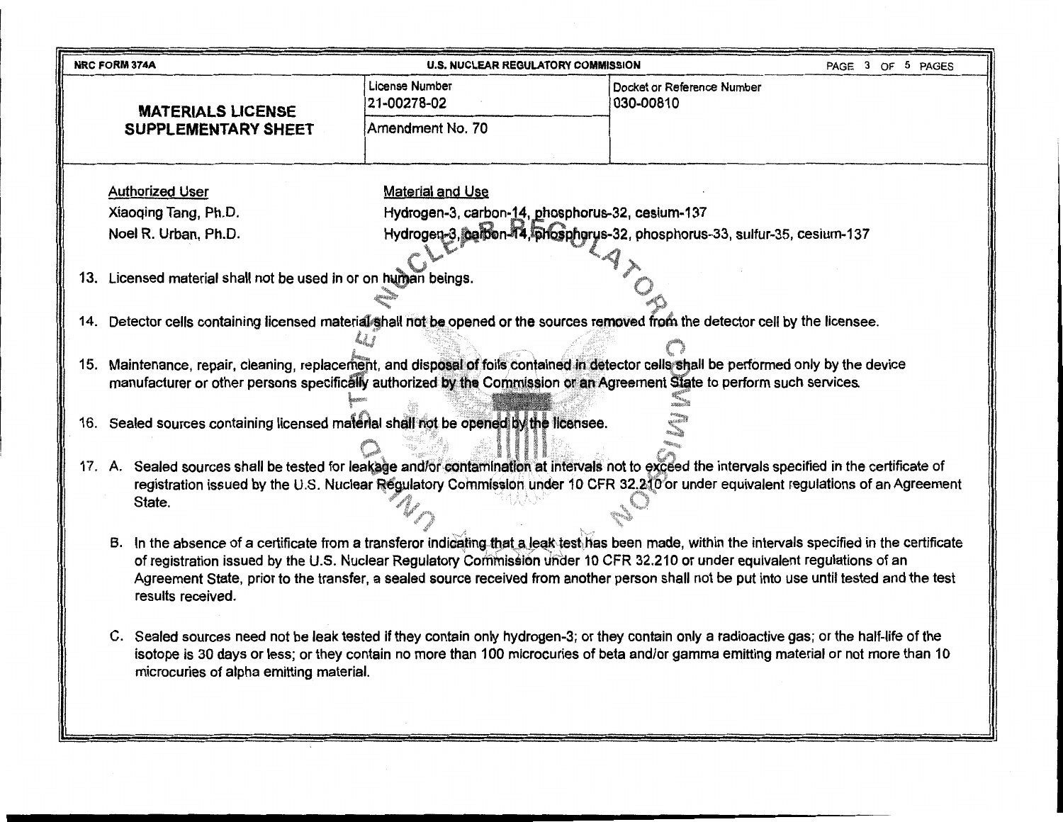| NRC FORM 374A | U.S. NUCLEAR REGULATORY COMMISSION | |
|---|---|---|
| **MATERIALS LICENSE SUPPLEMENTARY SHEET** | License Number 21-00278-02 | Docket or Reference Number 030-00810 |
| | Amendment No. 70 | |

| Authorized User | Material and Use |
|---|---|
| Xiaoqing Tang, Ph.D. | Hydrogen-3, carbon-14, phosphorus-32, cesium-137 |
| Noel R. Urban, Ph.D. | Hydrogen-3, carbon-14, phosphorus-32, phosphorus-33, sulfur-35, cesium-137 |

13. Licensed material shall not be used in or on human beings.

14. Detector cells containing licensed material shall not be opened or the sources removed from the detector cell by the licensee.

15. Maintenance, repair, cleaning, replacement, and disposal of foils contained in detector cells shall be performed only by the device manufacturer or other persons specifically authorized by the Commission or an Agreement State to perform such services.

16. Sealed sources containing licensed material shall not be opened by the licensee.

17. A. Sealed sources shall be tested for leakage and/or contamination at intervals not to exceed the intervals specified in the certificate of registration issued by the U.S. Nuclear Regulatory Commission under 10 CFR 32.210 or under equivalent regulations of an Agreement State.

    B. In the absence of a certificate from a transferor indicating that a leak test has been made, within the intervals specified in the certificate of registration issued by the U.S. Nuclear Regulatory Commission under 10 CFR 32.210 or under equivalent regulations of an Agreement State, prior to the transfer, a sealed source received from another person shall not be put into use until tested and the test results received.

    C. Sealed sources need not be leak tested if they contain only hydrogen-3; or they contain only a radioactive gas; or the half-life of the isotope is 30 days or less; or they contain no more than 100 microcuries of beta and/or gamma emitting material or not more than 10 microcuries of alpha emitting material.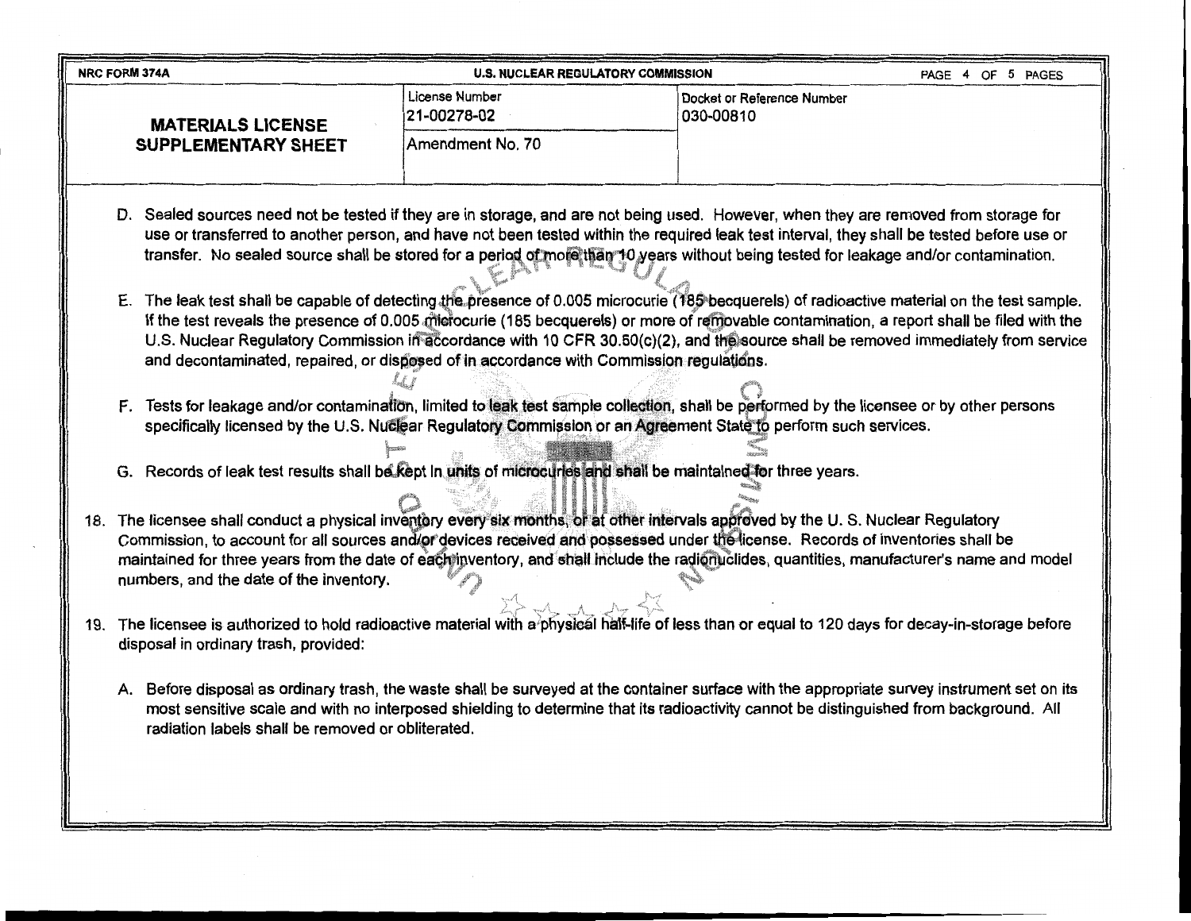NRC FORM 374A | U.S. NUCLEAR REGULATORY COMMISSION

| MATERIALS LICENSE SUPPLEMENTARY SHEET | License Number 21-00278-02 | Docket or Reference Number 030-00810 |
|---|---|---|
| | Amendment No. 70 | |

D. Sealed sources need not be tested if they are in storage, and are not being used. However, when they are removed from storage for use or transferred to another person, and have not been tested within the required leak test interval, they shall be tested before use or transfer. No sealed source shall be stored for a period of more than 10 years without being tested for leakage and/or contamination.

E. The leak test shall be capable of detecting the presence of 0.005 microcurie (185 becquerels) of radioactive material on the test sample. If the test reveals the presence of 0.005 microcurie (185 becquerels) or more of removable contamination, a report shall be filed with the U.S. Nuclear Regulatory Commission in accordance with 10 CFR 30.50(c)(2), and the source shall be removed immediately from service and decontaminated, repaired, or disposed of in accordance with Commission regulations.

F. Tests for leakage and/or contamination, limited to leak test sample collection, shall be performed by the licensee or by other persons specifically licensed by the U.S. Nuclear Regulatory Commission or an Agreement State to perform such services.

G. Records of leak test results shall be kept in units of microcuries and shall be maintained for three years.

18. The licensee shall conduct a physical inventory every six months, or at other intervals approved by the U. S. Nuclear Regulatory Commission, to account for all sources and/or devices received and possessed under the license. Records of inventories shall be maintained for three years from the date of each inventory, and shall include the radionuclides, quantities, manufacturer's name and model numbers, and the date of the inventory.

19. The licensee is authorized to hold radioactive material with a physical half-life of less than or equal to 120 days for decay-in-storage before disposal in ordinary trash, provided:

A. Before disposal as ordinary trash, the waste shall be surveyed at the container surface with the appropriate survey instrument set on its most sensitive scale and with no interposed shielding to determine that its radioactivity cannot be distinguished from background. All radiation labels shall be removed or obliterated.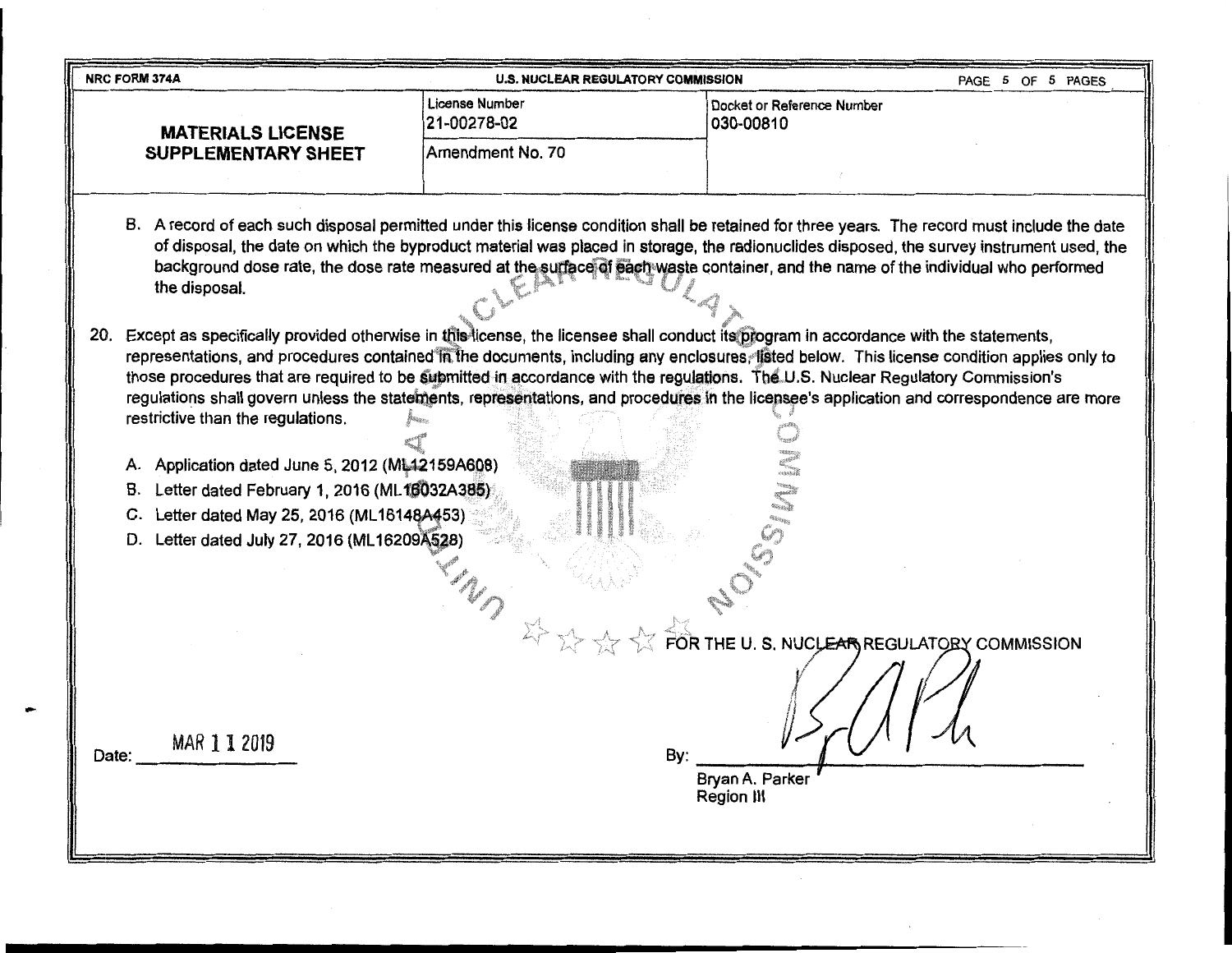| NRC FORM 374A | U.S. NUCLEAR REGULATORY COMMISSION | |
|---|---|---|
| **MATERIALS LICENSE SUPPLEMENTARY SHEET** | License Number 21-00278-02 | Docket or Reference Number 030-00810 |
| | Amendment No. 70 | |

B. A record of each such disposal permitted under this license condition shall be retained for three years. The record must include the date of disposal, the date on which the byproduct material was placed in storage, the radionuclides disposed, the survey instrument used, the background dose rate, the dose rate measured at the surface of each waste container, and the name of the individual who performed the disposal.

20. Except as specifically provided otherwise in this license, the licensee shall conduct its program in accordance with the statements, representations, and procedures contained in the documents, including any enclosures, listed below. This license condition applies only to those procedures that are required to be submitted in accordance with the regulations. The U.S. Nuclear Regulatory Commission's regulations shall govern unless the statements, representations, and procedures in the licensee's application and correspondence are more restrictive than the regulations.

    A. Application dated June 5, 2012 (ML12159A608)
    B. Letter dated February 1, 2016 (ML16032A385)
    C. Letter dated May 25, 2016 (ML16148A453)
    D. Letter dated July 27, 2016 (ML16209A528)

FOR THE U. S. NUCLEAR REGULATORY COMMISSION

Date: MAR 11 2019

By: Bryan A. Parker
Region III